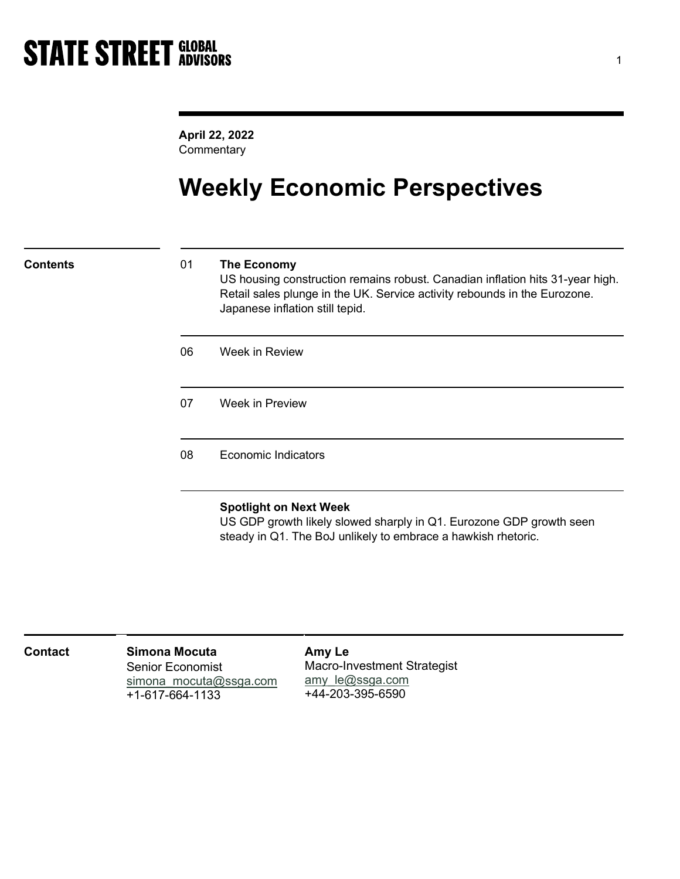STATE STREET GLOBAL ADVISORS

**April 22, 2022**
Commentary

# Weekly Economic Perspectives

**Contents**

| | |
|---|---|
| 01 | **The Economy**<br>US housing construction remains robust. Canadian inflation hits 31-year high. Retail sales plunge in the UK. Service activity rebounds in the Eurozone. Japanese inflation still tepid. |
| 06 | Week in Review |
| 07 | Week in Preview |
| 08 | Economic Indicators |

**Spotlight on Next Week**
US GDP growth likely slowed sharply in Q1. Eurozone GDP growth seen steady in Q1. The BoJ unlikely to embrace a hawkish rhetoric.

**Contact**

**Simona Mocuta**
Senior Economist
simona_mocuta@ssga.com
+1-617-664-1133

**Amy Le**
Macro-Investment Strategist
amy_le@ssga.com
+44-203-395-6590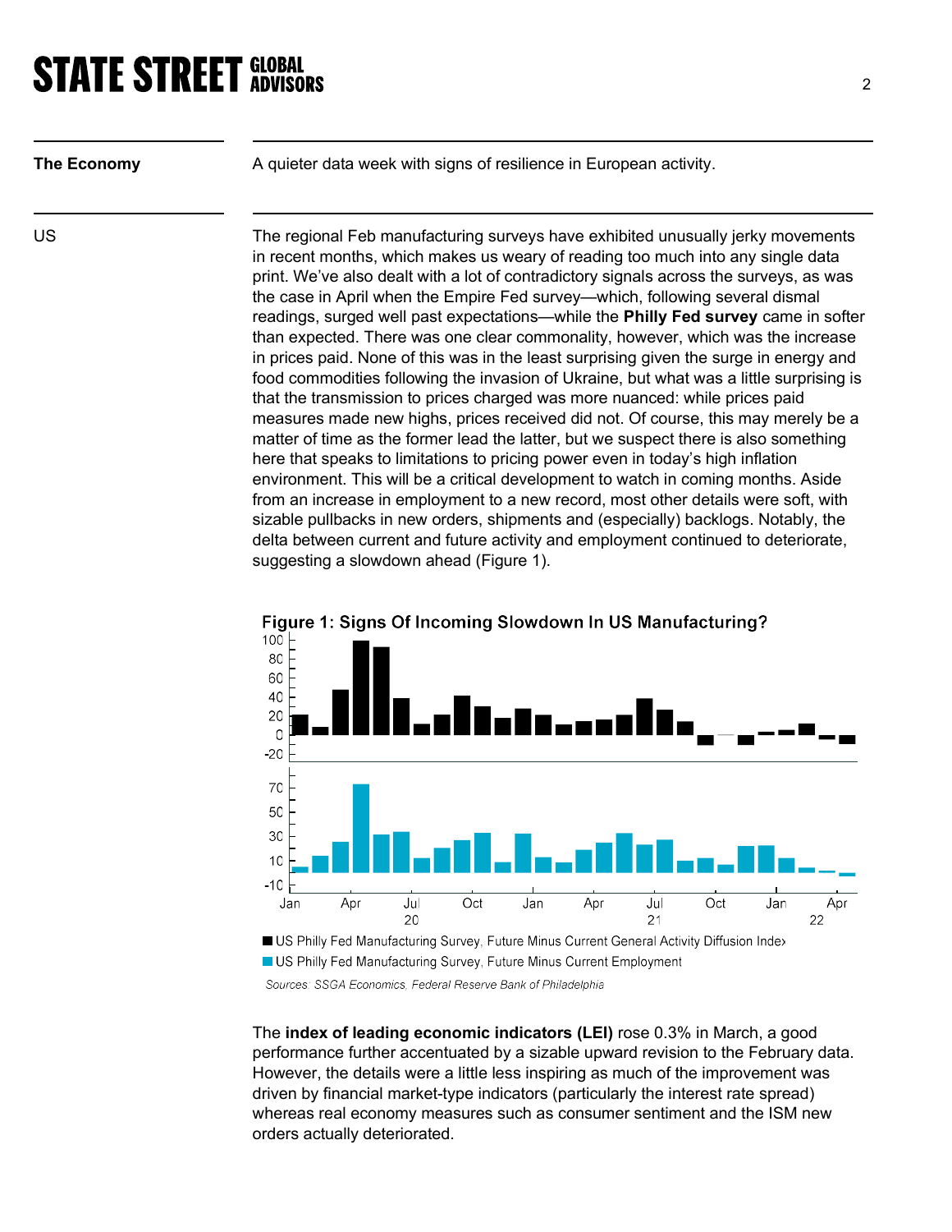**The Economy**

A quieter data week with signs of resilience in European activity.

**US**

The regional Feb manufacturing surveys have exhibited unusually jerky movements in recent months, which makes us weary of reading too much into any single data print. We've also dealt with a lot of contradictory signals across the surveys, as was the case in April when the Empire Fed survey—which, following several dismal readings, surged well past expectations—while the **Philly Fed survey** came in softer than expected. There was one clear commonality, however, which was the increase in prices paid. None of this was in the least surprising given the surge in energy and food commodities following the invasion of Ukraine, but what was a little surprising is that the transmission to prices charged was more nuanced: while prices paid measures made new highs, prices received did not. Of course, this may merely be a matter of time as the former lead the latter, but we suspect there is also something here that speaks to limitations to pricing power even in today's high inflation environment. This will be a critical development to watch in coming months. Aside from an increase in employment to a new record, most other details were soft, with sizable pullbacks in new orders, shipments and (especially) backlogs. Notably, the delta between current and future activity and employment continued to deteriorate, suggesting a slowdown ahead (Figure 1).

**Figure 1: Signs Of Incoming Slowdown In US Manufacturing?**

- US Philly Fed Manufacturing Survey, Future Minus Current General Activity Diffusion Index
- US Philly Fed Manufacturing Survey, Future Minus Current Employment

*Sources: SSGA Economics, Federal Reserve Bank of Philadelphia*

The **index of leading economic indicators (LEI)** rose 0.3% in March, a good performance further accentuated by a sizable upward revision to the February data. However, the details were a little less inspiring as much of the improvement was driven by financial market-type indicators (particularly the interest rate spread) whereas real economy measures such as consumer sentiment and the ISM new orders actually deteriorated.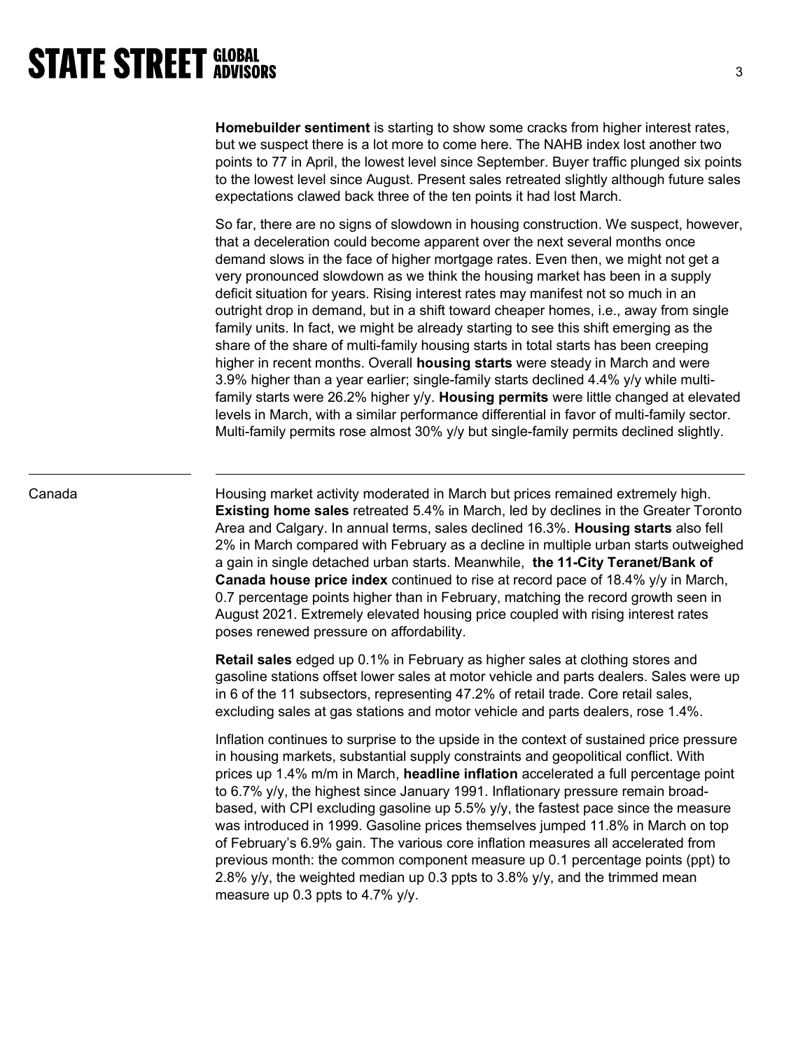**Homebuilder sentiment** is starting to show some cracks from higher interest rates, but we suspect there is a lot more to come here. The NAHB index lost another two points to 77 in April, the lowest level since September. Buyer traffic plunged six points to the lowest level since August. Present sales retreated slightly although future sales expectations clawed back three of the ten points it had lost March.

So far, there are no signs of slowdown in housing construction. We suspect, however, that a deceleration could become apparent over the next several months once demand slows in the face of higher mortgage rates. Even then, we might not get a very pronounced slowdown as we think the housing market has been in a supply deficit situation for years. Rising interest rates may manifest not so much in an outright drop in demand, but in a shift toward cheaper homes, i.e., away from single family units. In fact, we might be already starting to see this shift emerging as the share of the share of multi-family housing starts in total starts has been creeping higher in recent months. Overall **housing starts** were steady in March and were 3.9% higher than a year earlier; single-family starts declined 4.4% y/y while multi-family starts were 26.2% higher y/y. **Housing permits** were little changed at elevated levels in March, with a similar performance differential in favor of multi-family sector. Multi-family permits rose almost 30% y/y but single-family permits declined slightly.

---

## Canada

Housing market activity moderated in March but prices remained extremely high. **Existing home sales** retreated 5.4% in March, led by declines in the Greater Toronto Area and Calgary. In annual terms, sales declined 16.3%. **Housing starts** also fell 2% in March compared with February as a decline in multiple urban starts outweighed a gain in single detached urban starts. Meanwhile, **the 11-City Teranet/Bank of Canada house price index** continued to rise at record pace of 18.4% y/y in March, 0.7 percentage points higher than in February, matching the record growth seen in August 2021. Extremely elevated housing price coupled with rising interest rates poses renewed pressure on affordability.

**Retail sales** edged up 0.1% in February as higher sales at clothing stores and gasoline stations offset lower sales at motor vehicle and parts dealers. Sales were up in 6 of the 11 subsectors, representing 47.2% of retail trade. Core retail sales, excluding sales at gas stations and motor vehicle and parts dealers, rose 1.4%.

Inflation continues to surprise to the upside in the context of sustained price pressure in housing markets, substantial supply constraints and geopolitical conflict. With prices up 1.4% m/m in March, **headline inflation** accelerated a full percentage point to 6.7% y/y, the highest since January 1991. Inflationary pressure remain broad-based, with CPI excluding gasoline up 5.5% y/y, the fastest pace since the measure was introduced in 1999. Gasoline prices themselves jumped 11.8% in March on top of February's 6.9% gain. The various core inflation measures all accelerated from previous month: the common component measure up 0.1 percentage points (ppt) to 2.8% y/y, the weighted median up 0.3 ppts to 3.8% y/y, and the trimmed mean measure up 0.3 ppts to 4.7% y/y.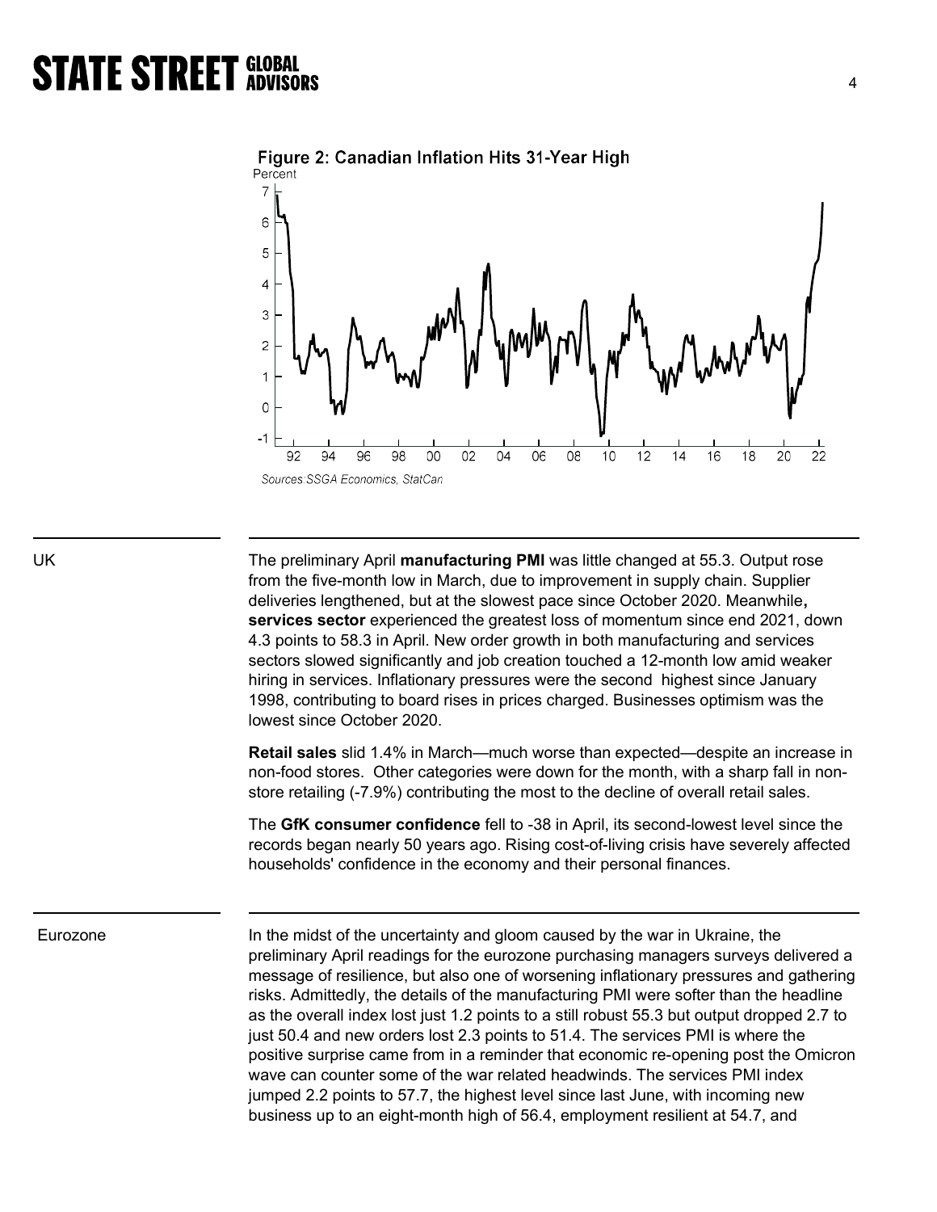**Figure 2: Canadian Inflation Hits 31-Year High**

*Sources:SSGA Economics, StatCan*

**UK**

The preliminary April **manufacturing PMI** was little changed at 55.3. Output rose from the five-month low in March, due to improvement in supply chain. Supplier deliveries lengthened, but at the slowest pace since October 2020. Meanwhile**,** **services sector** experienced the greatest loss of momentum since end 2021, down 4.3 points to 58.3 in April. New order growth in both manufacturing and services sectors slowed significantly and job creation touched a 12-month low amid weaker hiring in services. Inflationary pressures were the second highest since January 1998, contributing to board rises in prices charged. Businesses optimism was the lowest since October 2020.

**Retail sales** slid 1.4% in March—much worse than expected—despite an increase in non-food stores. Other categories were down for the month, with a sharp fall in non-store retailing (-7.9%) contributing the most to the decline of overall retail sales.

The **GfK consumer confidence** fell to -38 in April, its second-lowest level since the records began nearly 50 years ago. Rising cost-of-living crisis have severely affected households' confidence in the economy and their personal finances.

**Eurozone**

In the midst of the uncertainty and gloom caused by the war in Ukraine, the preliminary April readings for the eurozone purchasing managers surveys delivered a message of resilience, but also one of worsening inflationary pressures and gathering risks. Admittedly, the details of the manufacturing PMI were softer than the headline as the overall index lost just 1.2 points to a still robust 55.3 but output dropped 2.7 to just 50.4 and new orders lost 2.3 points to 51.4. The services PMI is where the positive surprise came from in a reminder that economic re-opening post the Omicron wave can counter some of the war related headwinds. The services PMI index jumped 2.2 points to 57.7, the highest level since last June, with incoming new business up to an eight-month high of 56.4, employment resilient at 54.7, and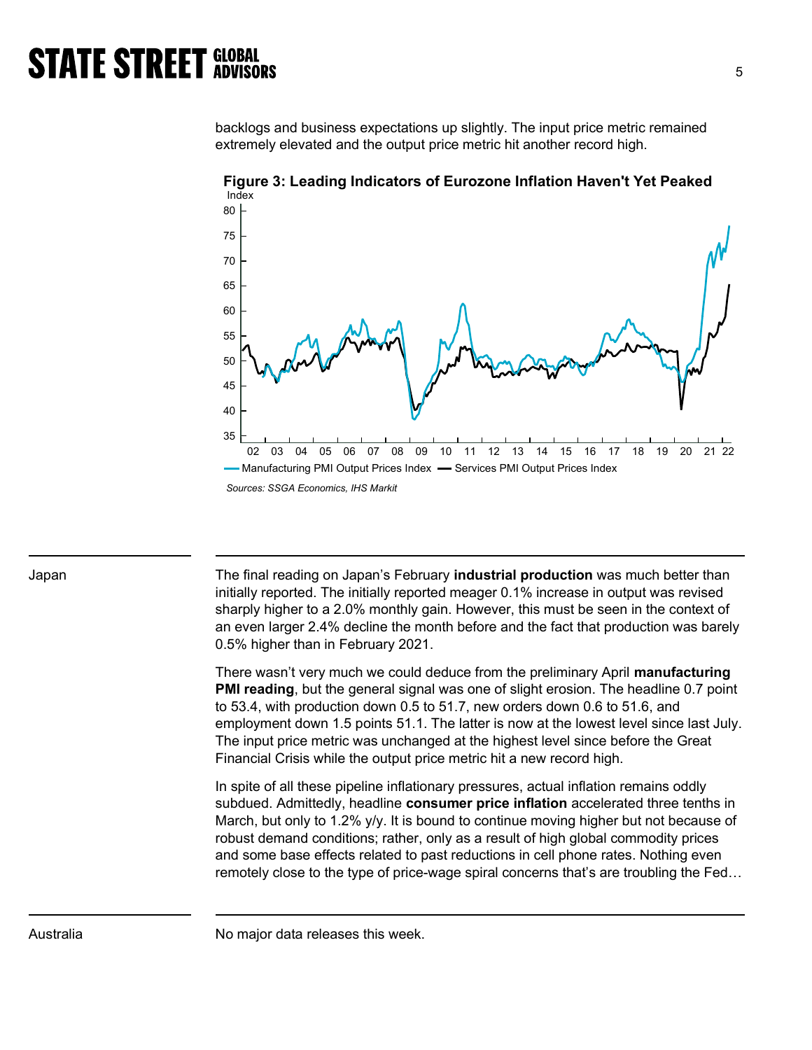backlogs and business expectations up slightly. The input price metric remained extremely elevated and the output price metric hit another record high.

**Figure 3: Leading Indicators of Eurozone Inflation Haven't Yet Peaked**

*Sources: SSGA Economics, IHS Markit*

Japan

The final reading on Japan's February **industrial production** was much better than initially reported. The initially reported meager 0.1% increase in output was revised sharply higher to a 2.0% monthly gain. However, this must be seen in the context of an even larger 2.4% decline the month before and the fact that production was barely 0.5% higher than in February 2021.

There wasn't very much we could deduce from the preliminary April **manufacturing PMI reading**, but the general signal was one of slight erosion. The headline 0.7 point to 53.4, with production down 0.5 to 51.7, new orders down 0.6 to 51.6, and employment down 1.5 points 51.1. The latter is now at the lowest level since last July. The input price metric was unchanged at the highest level since before the Great Financial Crisis while the output price metric hit a new record high.

In spite of all these pipeline inflationary pressures, actual inflation remains oddly subdued. Admittedly, headline **consumer price inflation** accelerated three tenths in March, but only to 1.2% y/y. It is bound to continue moving higher but not because of robust demand conditions; rather, only as a result of high global commodity prices and some base effects related to past reductions in cell phone rates. Nothing even remotely close to the type of price-wage spiral concerns that's are troubling the Fed…

Australia

No major data releases this week.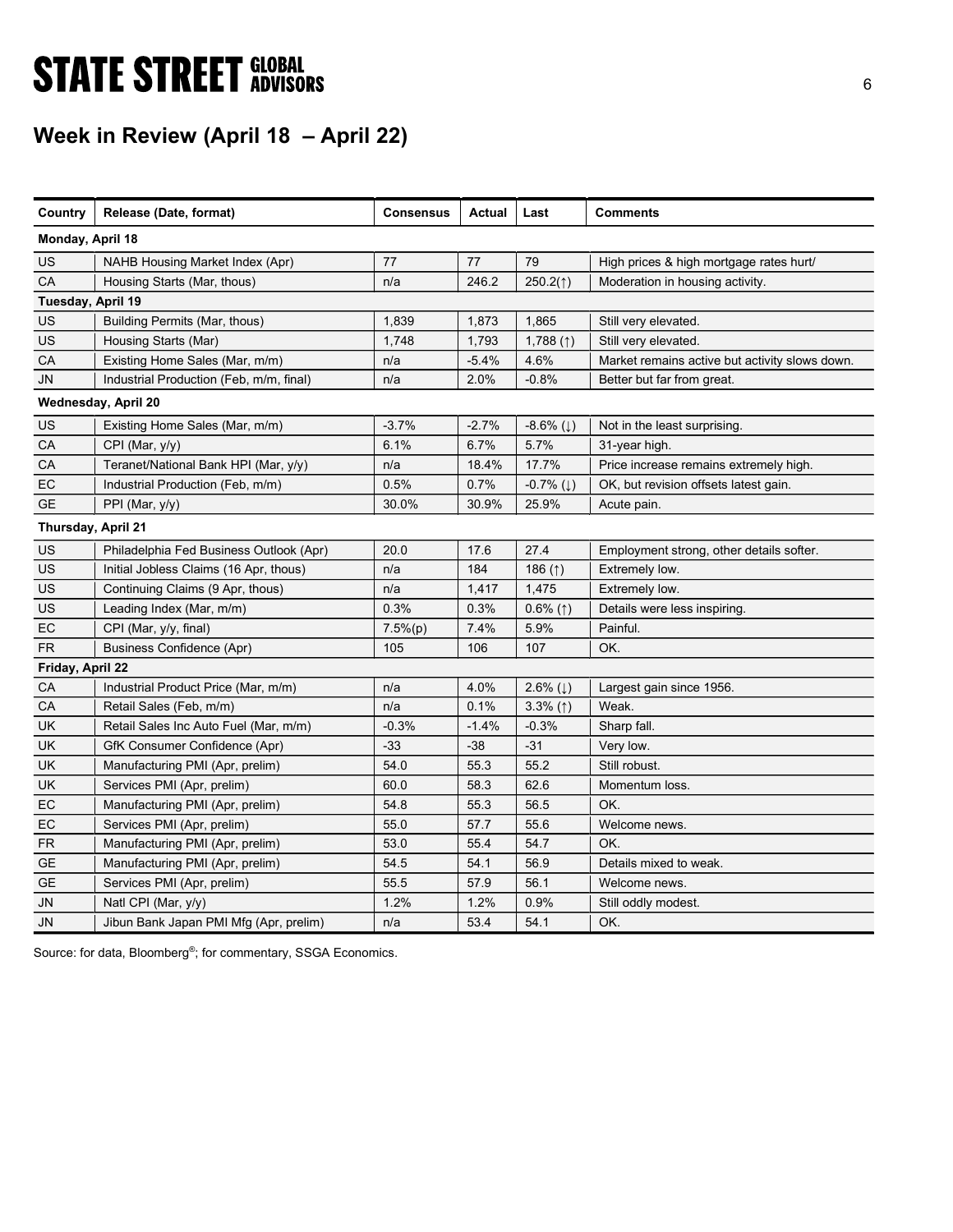## Week in Review (April 18 – April 22)

| Country | Release (Date, format) | Consensus | Actual | Last | Comments |
|---|---|---|---|---|---|
| **Monday, April 18** | | | | | |
| US | NAHB Housing Market Index (Apr) | 77 | 77 | 79 | High prices & high mortgage rates hurt/ |
| CA | Housing Starts (Mar, thous) | n/a | 246.2 | 250.2(↑) | Moderation in housing activity. |
| **Tuesday, April 19** | | | | | |
| US | Building Permits (Mar, thous) | 1,839 | 1,873 | 1,865 | Still very elevated. |
| US | Housing Starts (Mar) | 1,748 | 1,793 | 1,788 (↑) | Still very elevated. |
| CA | Existing Home Sales (Mar, m/m) | n/a | -5.4% | 4.6% | Market remains active but activity slows down. |
| JN | Industrial Production (Feb, m/m, final) | n/a | 2.0% | -0.8% | Better but far from great. |
| **Wednesday, April 20** | | | | | |
| US | Existing Home Sales (Mar, m/m) | -3.7% | -2.7% | -8.6% (↓) | Not in the least surprising. |
| CA | CPI (Mar, y/y) | 6.1% | 6.7% | 5.7% | 31-year high. |
| CA | Teranet/National Bank HPI (Mar, y/y) | n/a | 18.4% | 17.7% | Price increase remains extremely high. |
| EC | Industrial Production (Feb, m/m) | 0.5% | 0.7% | -0.7% (↓) | OK, but revision offsets latest gain. |
| GE | PPI (Mar, y/y) | 30.0% | 30.9% | 25.9% | Acute pain. |
| **Thursday, April 21** | | | | | |
| US | Philadelphia Fed Business Outlook (Apr) | 20.0 | 17.6 | 27.4 | Employment strong, other details softer. |
| US | Initial Jobless Claims (16 Apr, thous) | n/a | 184 | 186 (↑) | Extremely low. |
| US | Continuing Claims (9 Apr, thous) | n/a | 1,417 | 1,475 | Extremely low. |
| US | Leading Index (Mar, m/m) | 0.3% | 0.3% | 0.6% (↑) | Details were less inspiring. |
| EC | CPI (Mar, y/y, final) | 7.5%(p) | 7.4% | 5.9% | Painful. |
| FR | Business Confidence (Apr) | 105 | 106 | 107 | OK. |
| **Friday, April 22** | | | | | |
| CA | Industrial Product Price (Mar, m/m) | n/a | 4.0% | 2.6% (↓) | Largest gain since 1956. |
| CA | Retail Sales (Feb, m/m) | n/a | 0.1% | 3.3% (↑) | Weak. |
| UK | Retail Sales Inc Auto Fuel (Mar, m/m) | -0.3% | -1.4% | -0.3% | Sharp fall. |
| UK | GfK Consumer Confidence (Apr) | -33 | -38 | -31 | Very low. |
| UK | Manufacturing PMI (Apr, prelim) | 54.0 | 55.3 | 55.2 | Still robust. |
| UK | Services PMI (Apr, prelim) | 60.0 | 58.3 | 62.6 | Momentum loss. |
| EC | Manufacturing PMI (Apr, prelim) | 54.8 | 55.3 | 56.5 | OK. |
| EC | Services PMI (Apr, prelim) | 55.0 | 57.7 | 55.6 | Welcome news. |
| FR | Manufacturing PMI (Apr, prelim) | 53.0 | 55.4 | 54.7 | OK. |
| GE | Manufacturing PMI (Apr, prelim) | 54.5 | 54.1 | 56.9 | Details mixed to weak. |
| GE | Services PMI (Apr, prelim) | 55.5 | 57.9 | 56.1 | Welcome news. |
| JN | Natl CPI (Mar, y/y) | 1.2% | 1.2% | 0.9% | Still oddly modest. |
| JN | Jibun Bank Japan PMI Mfg (Apr, prelim) | n/a | 53.4 | 54.1 | OK. |

Source: for data, Bloomberg®; for commentary, SSGA Economics.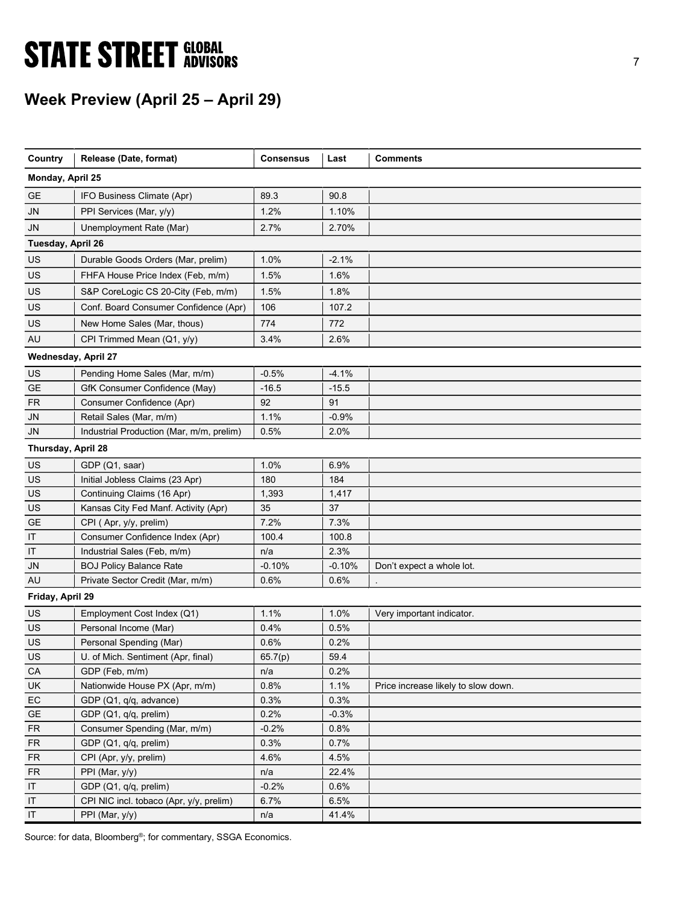## Week Preview (April 25 – April 29)

| Country | Release (Date, format) | Consensus | Last | Comments |
|---|---|---|---|---|
| **Monday, April 25** | | | | |
| GE | IFO Business Climate (Apr) | 89.3 | 90.8 | |
| JN | PPI Services (Mar, y/y) | 1.2% | 1.10% | |
| JN | Unemployment Rate (Mar) | 2.7% | 2.70% | |
| **Tuesday, April 26** | | | | |
| US | Durable Goods Orders (Mar, prelim) | 1.0% | -2.1% | |
| US | FHFA House Price Index (Feb, m/m) | 1.5% | 1.6% | |
| US | S&P CoreLogic CS 20-City (Feb, m/m) | 1.5% | 1.8% | |
| US | Conf. Board Consumer Confidence (Apr) | 106 | 107.2 | |
| US | New Home Sales (Mar, thous) | 774 | 772 | |
| AU | CPI Trimmed Mean (Q1, y/y) | 3.4% | 2.6% | |
| **Wednesday, April 27** | | | | |
| US | Pending Home Sales (Mar, m/m) | -0.5% | -4.1% | |
| GE | GfK Consumer Confidence (May) | -16.5 | -15.5 | |
| FR | Consumer Confidence (Apr) | 92 | 91 | |
| JN | Retail Sales (Mar, m/m) | 1.1% | -0.9% | |
| JN | Industrial Production (Mar, m/m, prelim) | 0.5% | 2.0% | |
| **Thursday, April 28** | | | | |
| US | GDP (Q1, saar) | 1.0% | 6.9% | |
| US | Initial Jobless Claims (23 Apr) | 180 | 184 | |
| US | Continuing Claims (16 Apr) | 1,393 | 1,417 | |
| US | Kansas City Fed Manf. Activity (Apr) | 35 | 37 | |
| GE | CPI ( Apr, y/y, prelim) | 7.2% | 7.3% | |
| IT | Consumer Confidence Index (Apr) | 100.4 | 100.8 | |
| IT | Industrial Sales (Feb, m/m) | n/a | 2.3% | |
| JN | BOJ Policy Balance Rate | -0.10% | -0.10% | Don't expect a whole lot. |
| AU | Private Sector Credit (Mar, m/m) | 0.6% | 0.6% | . |
| **Friday, April 29** | | | | |
| US | Employment Cost Index (Q1) | 1.1% | 1.0% | Very important indicator. |
| US | Personal Income (Mar) | 0.4% | 0.5% | |
| US | Personal Spending (Mar) | 0.6% | 0.2% | |
| US | U. of Mich. Sentiment (Apr, final) | 65.7(p) | 59.4 | |
| CA | GDP (Feb, m/m) | n/a | 0.2% | |
| UK | Nationwide House PX (Apr, m/m) | 0.8% | 1.1% | Price increase likely to slow down. |
| EC | GDP (Q1, q/q, advance) | 0.3% | 0.3% | |
| GE | GDP (Q1, q/q, prelim) | 0.2% | -0.3% | |
| FR | Consumer Spending (Mar, m/m) | -0.2% | 0.8% | |
| FR | GDP (Q1, q/q, prelim) | 0.3% | 0.7% | |
| FR | CPI (Apr, y/y, prelim) | 4.6% | 4.5% | |
| FR | PPI (Mar, y/y) | n/a | 22.4% | |
| IT | GDP (Q1, q/q, prelim) | -0.2% | 0.6% | |
| IT | CPI NIC incl. tobaco (Apr, y/y, prelim) | 6.7% | 6.5% | |
| IT | PPI (Mar, y/y) | n/a | 41.4% | |

Source: for data, Bloomberg®; for commentary, SSGA Economics.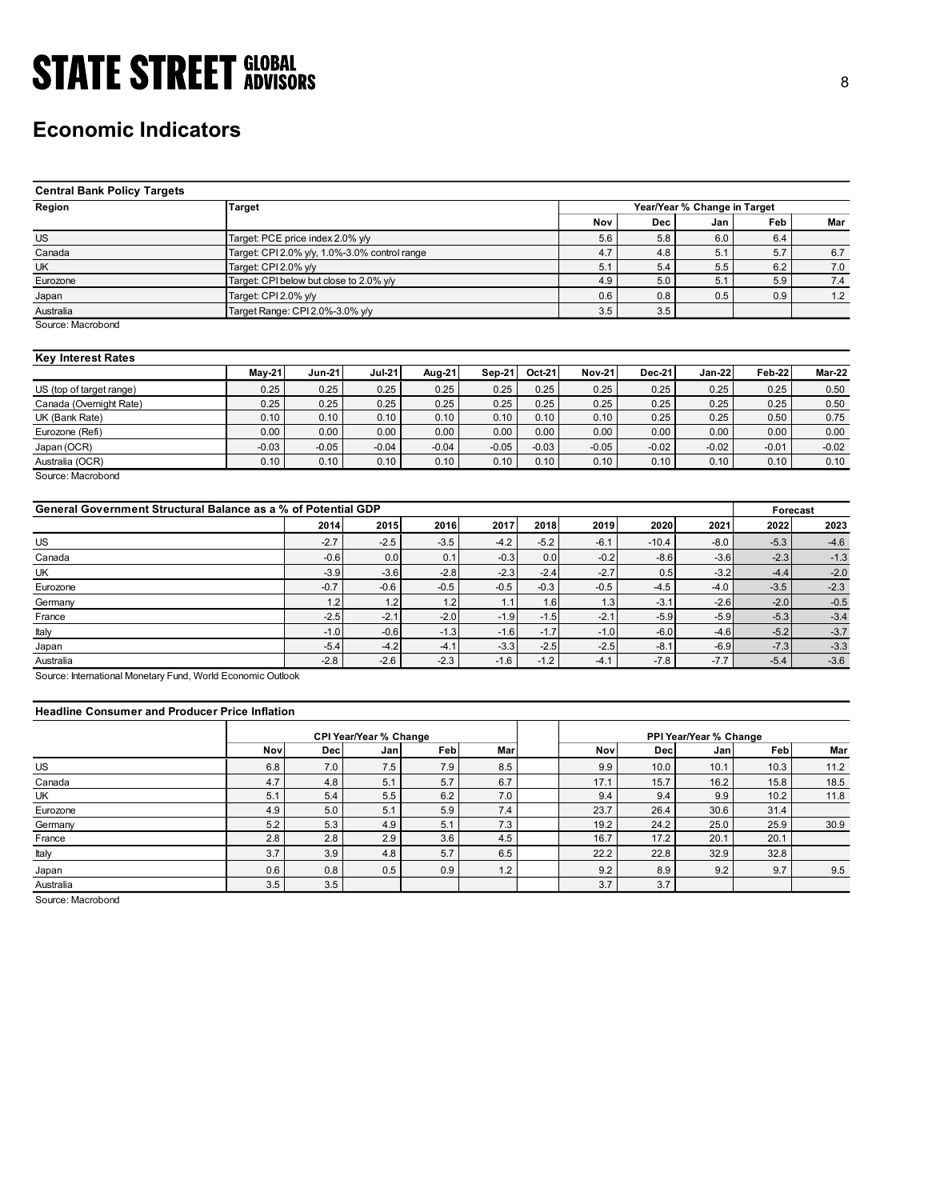# Economic Indicators

| Central Bank Policy Targets | | | | | | |
|---|---|---|---|---|---|---|
| Region | Target | Year/Year % Change in Target | | | | |
| | | Nov | Dec | Jan | Feb | Mar |
| US | Target: PCE price index 2.0% y/y | 5.6 | 5.8 | 6.0 | 6.4 | |
| Canada | Target: CPI 2.0% y/y, 1.0%-3.0% control range | 4.7 | 4.8 | 5.1 | 5.7 | 6.7 |
| UK | Target: CPI 2.0% y/y | 5.1 | 5.4 | 5.5 | 6.2 | 7.0 |
| Eurozone | Target: CPI below but close to 2.0% y/y | 4.9 | 5.0 | 5.1 | 5.9 | 7.4 |
| Japan | Target: CPI 2.0% y/y | 0.6 | 0.8 | 0.5 | 0.9 | 1.2 |
| Australia | Target Range: CPI 2.0%-3.0% y/y | 3.5 | 3.5 | | | |

Source: Macrobond

| Key Interest Rates | May-21 | Jun-21 | Jul-21 | Aug-21 | Sep-21 | Oct-21 | Nov-21 | Dec-21 | Jan-22 | Feb-22 | Mar-22 |
|---|---|---|---|---|---|---|---|---|---|---|---|
| US (top of target range) | 0.25 | 0.25 | 0.25 | 0.25 | 0.25 | 0.25 | 0.25 | 0.25 | 0.25 | 0.25 | 0.50 |
| Canada (Overnight Rate) | 0.25 | 0.25 | 0.25 | 0.25 | 0.25 | 0.25 | 0.25 | 0.25 | 0.25 | 0.25 | 0.50 |
| UK (Bank Rate) | 0.10 | 0.10 | 0.10 | 0.10 | 0.10 | 0.10 | 0.10 | 0.25 | 0.25 | 0.50 | 0.75 |
| Eurozone (Refi) | 0.00 | 0.00 | 0.00 | 0.00 | 0.00 | 0.00 | 0.00 | 0.00 | 0.00 | 0.00 | 0.00 |
| Japan (OCR) | -0.03 | -0.05 | -0.04 | -0.04 | -0.05 | -0.03 | -0.05 | -0.02 | -0.02 | -0.01 | -0.02 |
| Australia (OCR) | 0.10 | 0.10 | 0.10 | 0.10 | 0.10 | 0.10 | 0.10 | 0.10 | 0.10 | 0.10 | 0.10 |

Source: Macrobond

| General Government Structural Balance as a % of Potential GDP | | | | | | | | | Forecast | |
|---|---|---|---|---|---|---|---|---|---|---|
| | 2014 | 2015 | 2016 | 2017 | 2018 | 2019 | 2020 | 2021 | 2022 | 2023 |
| US | -2.7 | -2.5 | -3.5 | -4.2 | -5.2 | -6.1 | -10.4 | -8.0 | -5.3 | -4.6 |
| Canada | -0.6 | 0.0 | 0.1 | -0.3 | 0.0 | -0.2 | -8.6 | -3.6 | -2.3 | -1.3 |
| UK | -3.9 | -3.6 | -2.8 | -2.3 | -2.4 | -2.7 | 0.5 | -3.2 | -4.4 | -2.0 |
| Eurozone | -0.7 | -0.6 | -0.5 | -0.5 | -0.3 | -0.5 | -4.5 | -4.0 | -3.5 | -2.3 |
| Germany | 1.2 | 1.2 | 1.2 | 1.1 | 1.6 | 1.3 | -3.1 | -2.6 | -2.0 | -0.5 |
| France | -2.5 | -2.1 | -2.0 | -1.9 | -1.5 | -2.1 | -5.9 | -5.9 | -5.3 | -3.4 |
| Italy | -1.0 | -0.6 | -1.3 | -1.6 | -1.7 | -1.0 | -6.0 | -4.6 | -5.2 | -3.7 |
| Japan | -5.4 | -4.2 | -4.1 | -3.3 | -2.5 | -2.5 | -8.1 | -6.9 | -7.3 | -3.3 |
| Australia | -2.8 | -2.6 | -2.3 | -1.6 | -1.2 | -4.1 | -7.8 | -7.7 | -5.4 | -3.6 |

Source: International Monetary Fund, World Economic Outlook

| Headline Consumer and Producer Price Inflation | CPI Year/Year % Change | | | | | | PPI Year/Year % Change | | | | |
|---|---|---|---|---|---|---|---|---|---|---|---|
| | Nov | Dec | Jan | Feb | Mar | | Nov | Dec | Jan | Feb | Mar |
| US | 6.8 | 7.0 | 7.5 | 7.9 | 8.5 | | 9.9 | 10.0 | 10.1 | 10.3 | 11.2 |
| Canada | 4.7 | 4.8 | 5.1 | 5.7 | 6.7 | | 17.1 | 15.7 | 16.2 | 15.8 | 18.5 |
| UK | 5.1 | 5.4 | 5.5 | 6.2 | 7.0 | | 9.4 | 9.4 | 9.9 | 10.2 | 11.8 |
| Eurozone | 4.9 | 5.0 | 5.1 | 5.9 | 7.4 | | 23.7 | 26.4 | 30.6 | 31.4 | |
| Germany | 5.2 | 5.3 | 4.9 | 5.1 | 7.3 | | 19.2 | 24.2 | 25.0 | 25.9 | 30.9 |
| France | 2.8 | 2.8 | 2.9 | 3.6 | 4.5 | | 16.7 | 17.2 | 20.1 | 20.1 | |
| Italy | 3.7 | 3.9 | 4.8 | 5.7 | 6.5 | | 22.2 | 22.8 | 32.9 | 32.8 | |
| Japan | 0.6 | 0.8 | 0.5 | 0.9 | 1.2 | | 9.2 | 8.9 | 9.2 | 9.7 | 9.5 |
| Australia | 3.5 | 3.5 | | | | | 3.7 | 3.7 | | | |

Source: Macrobond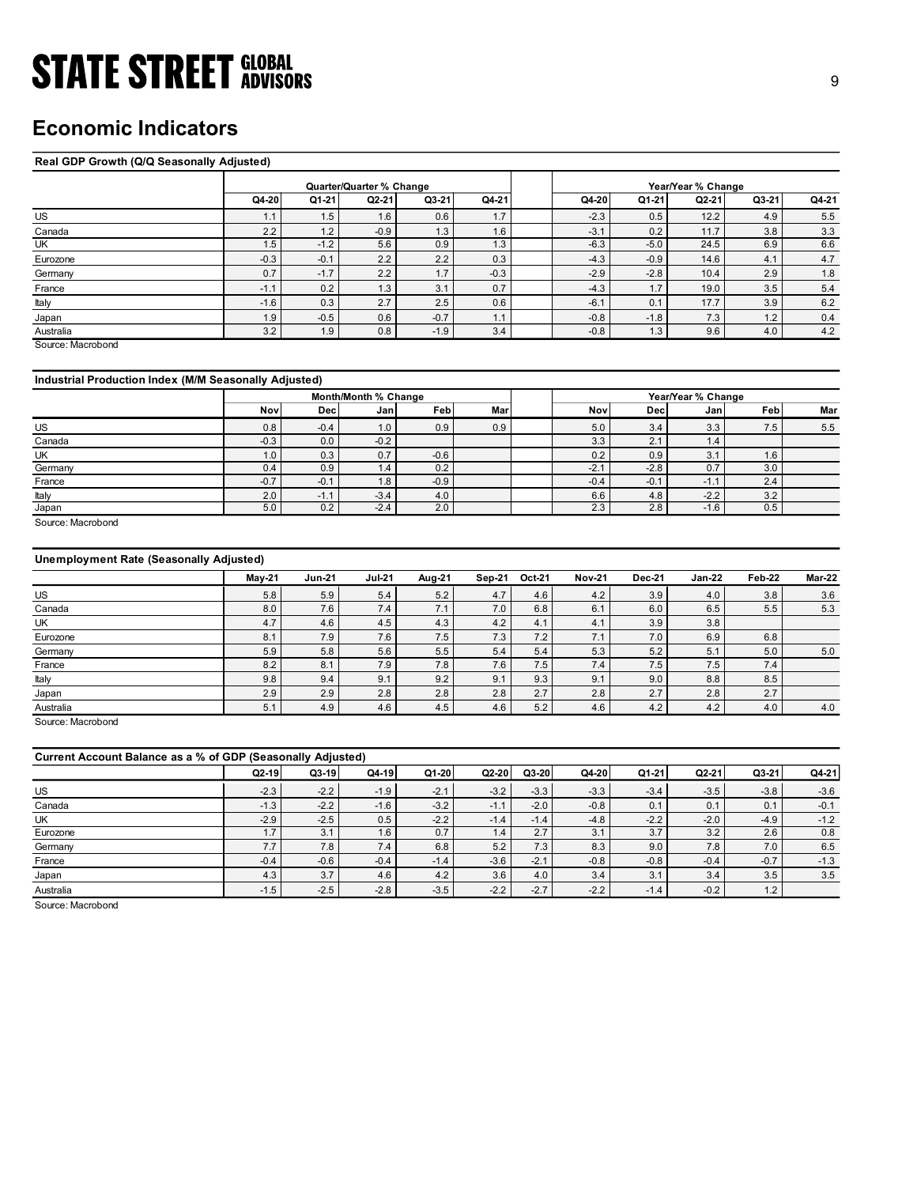# Economic Indicators

**Real GDP Growth (Q/Q Seasonally Adjusted)**

| | Quarter/Quarter % Change | | | | | | Year/Year % Change | | | | |
|---|---|---|---|---|---|---|---|---|---|---|---|
| | Q4-20 | Q1-21 | Q2-21 | Q3-21 | Q4-21 | | Q4-20 | Q1-21 | Q2-21 | Q3-21 | Q4-21 |
| US | 1.1 | 1.5 | 1.6 | 0.6 | 1.7 | | -2.3 | 0.5 | 12.2 | 4.9 | 5.5 |
| Canada | 2.2 | 1.2 | -0.9 | 1.3 | 1.6 | | -3.1 | 0.2 | 11.7 | 3.8 | 3.3 |
| UK | 1.5 | -1.2 | 5.6 | 0.9 | 1.3 | | -6.3 | -5.0 | 24.5 | 6.9 | 6.6 |
| Eurozone | -0.3 | -0.1 | 2.2 | 2.2 | 0.3 | | -4.3 | -0.9 | 14.6 | 4.1 | 4.7 |
| Germany | 0.7 | -1.7 | 2.2 | 1.7 | -0.3 | | -2.9 | -2.8 | 10.4 | 2.9 | 1.8 |
| France | -1.1 | 0.2 | 1.3 | 3.1 | 0.7 | | -4.3 | 1.7 | 19.0 | 3.5 | 5.4 |
| Italy | -1.6 | 0.3 | 2.7 | 2.5 | 0.6 | | -6.1 | 0.1 | 17.7 | 3.9 | 6.2 |
| Japan | 1.9 | -0.5 | 0.6 | -0.7 | 1.1 | | -0.8 | -1.8 | 7.3 | 1.2 | 0.4 |
| Australia | 3.2 | 1.9 | 0.8 | -1.9 | 3.4 | | -0.8 | 1.3 | 9.6 | 4.0 | 4.2 |

Source: Macrobond

**Industrial Production Index (M/M Seasonally Adjusted)**

| | Month/Month % Change | | | | | | Year/Year % Change | | | | |
|---|---|---|---|---|---|---|---|---|---|---|---|
| | Nov | Dec | Jan | Feb | Mar | | Nov | Dec | Jan | Feb | Mar |
| US | 0.8 | -0.4 | 1.0 | 0.9 | 0.9 | | 5.0 | 3.4 | 3.3 | 7.5 | 5.5 |
| Canada | -0.3 | 0.0 | -0.2 | | | | 3.3 | 2.1 | 1.4 | | |
| UK | 1.0 | 0.3 | 0.7 | -0.6 | | | 0.2 | 0.9 | 3.1 | 1.6 | |
| Germany | 0.4 | 0.9 | 1.4 | 0.2 | | | -2.1 | -2.8 | 0.7 | 3.0 | |
| France | -0.7 | -0.1 | 1.8 | -0.9 | | | -0.4 | -0.1 | -1.1 | 2.4 | |
| Italy | 2.0 | -1.1 | -3.4 | 4.0 | | | 6.6 | 4.8 | -2.2 | 3.2 | |
| Japan | 5.0 | 0.2 | -2.4 | 2.0 | | | 2.3 | 2.8 | -1.6 | 0.5 | |

Source: Macrobond

**Unemployment Rate (Seasonally Adjusted)**

| | May-21 | Jun-21 | Jul-21 | Aug-21 | Sep-21 | Oct-21 | Nov-21 | Dec-21 | Jan-22 | Feb-22 | Mar-22 |
|---|---|---|---|---|---|---|---|---|---|---|---|
| US | 5.8 | 5.9 | 5.4 | 5.2 | 4.7 | 4.6 | 4.2 | 3.9 | 4.0 | 3.8 | 3.6 |
| Canada | 8.0 | 7.6 | 7.4 | 7.1 | 7.0 | 6.8 | 6.1 | 6.0 | 6.5 | 5.5 | 5.3 |
| UK | 4.7 | 4.6 | 4.5 | 4.3 | 4.2 | 4.1 | 4.1 | 3.9 | 3.8 | | |
| Eurozone | 8.1 | 7.9 | 7.6 | 7.5 | 7.3 | 7.2 | 7.1 | 7.0 | 6.9 | 6.8 | |
| Germany | 5.9 | 5.8 | 5.6 | 5.5 | 5.4 | 5.4 | 5.3 | 5.2 | 5.1 | 5.0 | 5.0 |
| France | 8.2 | 8.1 | 7.9 | 7.8 | 7.6 | 7.5 | 7.4 | 7.5 | 7.5 | 7.4 | |
| Italy | 9.8 | 9.4 | 9.1 | 9.2 | 9.1 | 9.3 | 9.1 | 9.0 | 8.8 | 8.5 | |
| Japan | 2.9 | 2.9 | 2.8 | 2.8 | 2.8 | 2.7 | 2.8 | 2.7 | 2.8 | 2.7 | |
| Australia | 5.1 | 4.9 | 4.6 | 4.5 | 4.6 | 5.2 | 4.6 | 4.2 | 4.2 | 4.0 | 4.0 |

Source: Macrobond

**Current Account Balance as a % of GDP (Seasonally Adjusted)**

| | Q2-19 | Q3-19 | Q4-19 | Q1-20 | Q2-20 | Q3-20 | Q4-20 | Q1-21 | Q2-21 | Q3-21 | Q4-21 |
|---|---|---|---|---|---|---|---|---|---|---|---|
| US | -2.3 | -2.2 | -1.9 | -2.1 | -3.2 | -3.3 | -3.3 | -3.4 | -3.5 | -3.8 | -3.6 |
| Canada | -1.3 | -2.2 | -1.6 | -3.2 | -1.1 | -2.0 | -0.8 | 0.1 | 0.1 | 0.1 | -0.1 |
| UK | -2.9 | -2.5 | 0.5 | -2.2 | -1.4 | -1.4 | -4.8 | -2.2 | -2.0 | -4.9 | -1.2 |
| Eurozone | 1.7 | 3.1 | 1.6 | 0.7 | 1.4 | 2.7 | 3.1 | 3.7 | 3.2 | 2.6 | 0.8 |
| Germany | 7.7 | 7.8 | 7.4 | 6.8 | 5.2 | 7.3 | 8.3 | 9.0 | 7.8 | 7.0 | 6.5 |
| France | -0.4 | -0.6 | -0.4 | -1.4 | -3.6 | -2.1 | -0.8 | -0.8 | -0.4 | -0.7 | -1.3 |
| Japan | 4.3 | 3.7 | 4.6 | 4.2 | 3.6 | 4.0 | 3.4 | 3.1 | 3.4 | 3.5 | 3.5 |
| Australia | -1.5 | -2.5 | -2.8 | -3.5 | -2.2 | -2.7 | -2.2 | -1.4 | -0.2 | 1.2 | |

Source: Macrobond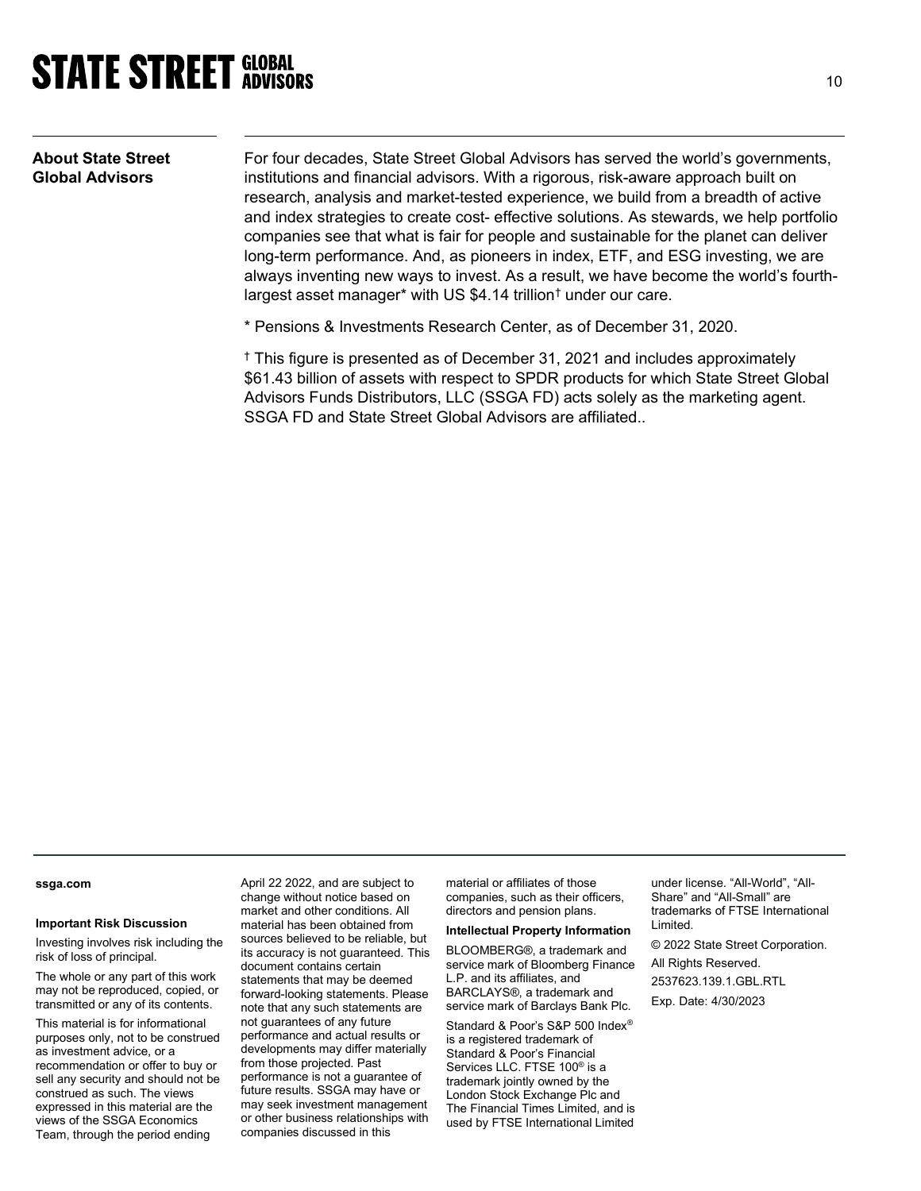## About State Street Global Advisors

For four decades, State Street Global Advisors has served the world's governments, institutions and financial advisors. With a rigorous, risk-aware approach built on research, analysis and market-tested experience, we build from a breadth of active and index strategies to create cost- effective solutions. As stewards, we help portfolio companies see that what is fair for people and sustainable for the planet can deliver long-term performance. And, as pioneers in index, ETF, and ESG investing, we are always inventing new ways to invest. As a result, we have become the world's fourth-largest asset manager* with US $4.14 trillion† under our care.

* Pensions & Investments Research Center, as of December 31, 2020.

† This figure is presented as of December 31, 2021 and includes approximately $61.43 billion of assets with respect to SPDR products for which State Street Global Advisors Funds Distributors, LLC (SSGA FD) acts solely as the marketing agent. SSGA FD and State Street Global Advisors are affiliated..

**ssga.com**

**Important Risk Discussion**

Investing involves risk including the risk of loss of principal.

The whole or any part of this work may not be reproduced, copied, or transmitted or any of its contents.

This material is for informational purposes only, not to be construed as investment advice, or a recommendation or offer to buy or sell any security and should not be construed as such. The views expressed in this material are the views of the SSGA Economics Team, through the period ending April 22 2022, and are subject to change without notice based on market and other conditions. All material has been obtained from sources believed to be reliable, but its accuracy is not guaranteed. This document contains certain statements that may be deemed forward-looking statements. Please note that any such statements are not guarantees of any future performance and actual results or developments may differ materially from those projected. Past performance is not a guarantee of future results. SSGA may have or may seek investment management or other business relationships with companies discussed in this material or affiliates of those companies, such as their officers, directors and pension plans.

**Intellectual Property Information**

BLOOMBERG®, a trademark and service mark of Bloomberg Finance L.P. and its affiliates, and BARCLAYS®, a trademark and service mark of Barclays Bank Plc.

Standard & Poor's S&P 500 Index® is a registered trademark of Standard & Poor's Financial Services LLC. FTSE 100® is a trademark jointly owned by the London Stock Exchange Plc and The Financial Times Limited, and is used by FTSE International Limited under license. "All-World", "All-Share" and "All-Small" are trademarks of FTSE International Limited.

© 2022 State Street Corporation.

All Rights Reserved.

2537623.139.1.GBL.RTL

Exp. Date: 4/30/2023